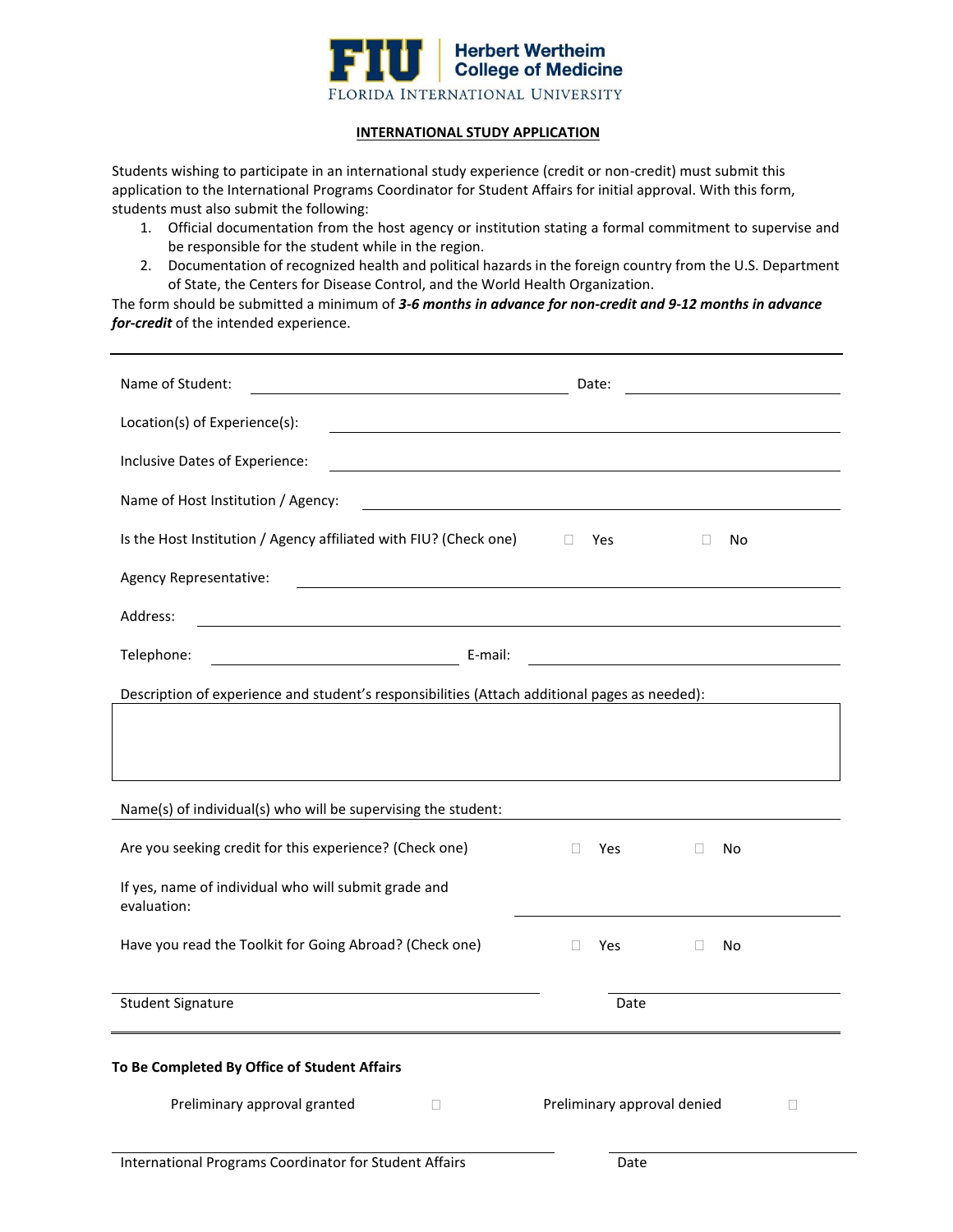**FIU** | **Herbert Wertheim College of Medicine**
FLORIDA INTERNATIONAL UNIVERSITY

## INTERNATIONAL STUDY APPLICATION

Students wishing to participate in an international study experience (credit or non-credit) must submit this application to the International Programs Coordinator for Student Affairs for initial approval. With this form, students must also submit the following:

1. Official documentation from the host agency or institution stating a formal commitment to supervise and be responsible for the student while in the region.
2. Documentation of recognized health and political hazards in the foreign country from the U.S. Department of State, the Centers for Disease Control, and the World Health Organization.

The form should be submitted a minimum of ***3-6 months in advance for non-credit and 9-12 months in advance for-credit*** of the intended experience.

---

Name of Student: ______________________________ Date: ____________________

Location(s) of Experience(s): ________________________________________

Inclusive Dates of Experience: ________________________________________

Name of Host Institution / Agency: ________________________________________

Is the Host Institution / Agency affiliated with FIU? (Check one) ☐ Yes ☐ No

Agency Representative: ________________________________________

Address: ________________________________________

Telephone: ____________________ E-mail: ____________________

Description of experience and student's responsibilities (Attach additional pages as needed):

| |
|---|
| |

Name(s) of individual(s) who will be supervising the student: ____________________

Are you seeking credit for this experience? (Check one) ☐ Yes ☐ No

If yes, name of individual who will submit grade and evaluation: ____________________

Have you read the Toolkit for Going Abroad? (Check one) ☐ Yes ☐ No

______________________________ ____________________
Student Signature Date

---

**To Be Completed By Office of Student Affairs**

Preliminary approval granted ☐ Preliminary approval denied ☐

______________________________ ____________________
International Programs Coordinator for Student Affairs Date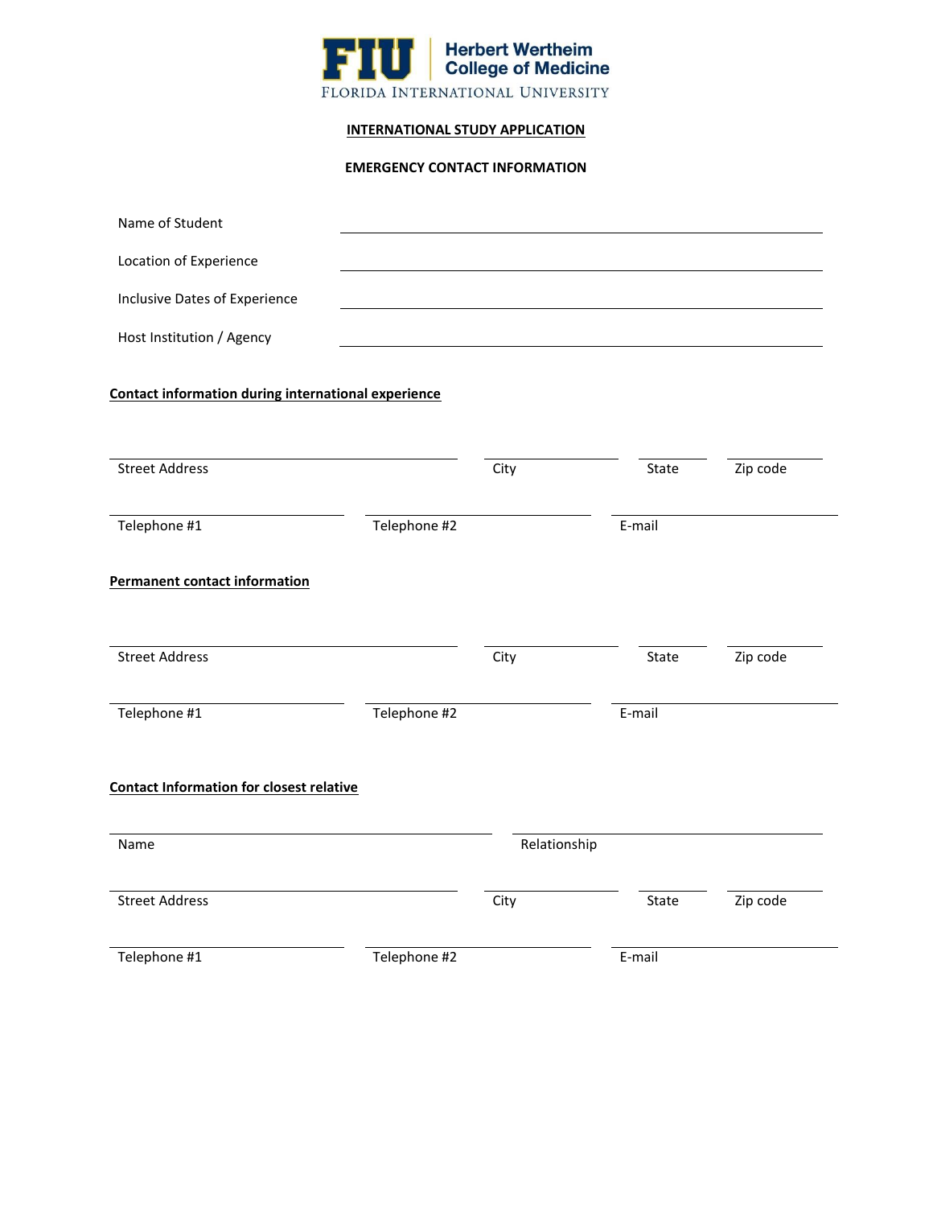FIU Herbert Wertheim College of Medicine
FLORIDA INTERNATIONAL UNIVERSITY

# INTERNATIONAL STUDY APPLICATION

## EMERGENCY CONTACT INFORMATION

Name of Student ______________________________

Location of Experience ______________________________

Inclusive Dates of Experience ______________________________

Host Institution / Agency ______________________________

**Contact information during international experience**

| Street Address | City | State | Zip code |
|---|---|---|---|
| | | | |

| Telephone #1 | Telephone #2 | E-mail |
|---|---|---|
| | | |

**Permanent contact information**

| Street Address | City | State | Zip code |
|---|---|---|---|
| | | | |

| Telephone #1 | Telephone #2 | E-mail |
|---|---|---|
| | | |

**Contact Information for closest relative**

| Name | Relationship |
|---|---|
| | |

| Street Address | City | State | Zip code |
|---|---|---|---|
| | | | |

| Telephone #1 | Telephone #2 | E-mail |
|---|---|---|
| | | |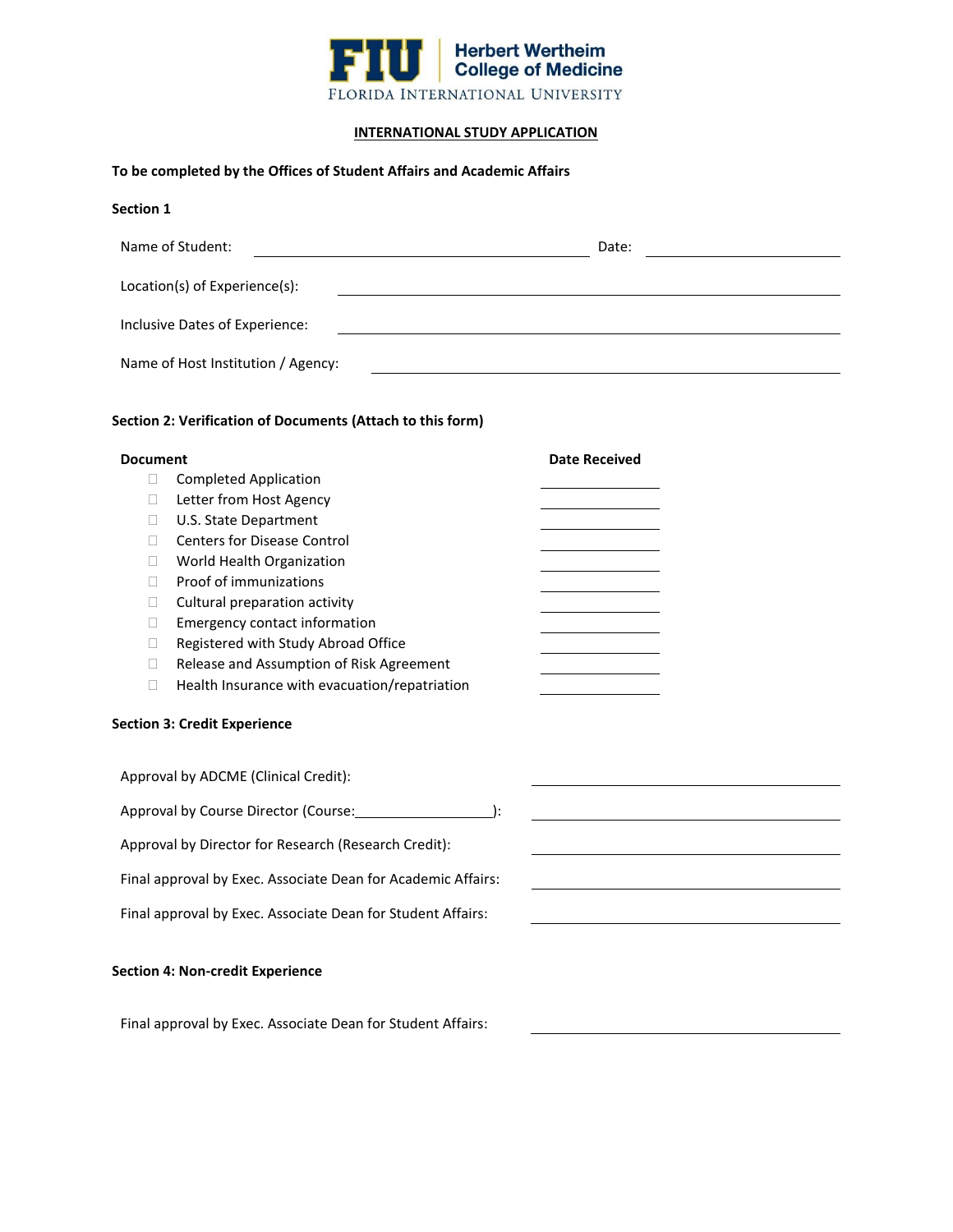FIU Herbert Wertheim College of Medicine
FLORIDA INTERNATIONAL UNIVERSITY

## INTERNATIONAL STUDY APPLICATION

**To be completed by the Offices of Student Affairs and Academic Affairs**

### Section 1

Name of Student: ______________________________ Date: ______________

Location(s) of Experience(s): ______________________________

Inclusive Dates of Experience: ______________________________

Name of Host Institution / Agency: ______________________________

### Section 2: Verification of Documents (Attach to this form)

| Document | Date Received |
|---|---|
| ☐ Completed Application | ______________ |
| ☐ Letter from Host Agency | ______________ |
| ☐ U.S. State Department | ______________ |
| ☐ Centers for Disease Control | ______________ |
| ☐ World Health Organization | ______________ |
| ☐ Proof of immunizations | ______________ |
| ☐ Cultural preparation activity | ______________ |
| ☐ Emergency contact information | ______________ |
| ☐ Registered with Study Abroad Office | ______________ |
| ☐ Release and Assumption of Risk Agreement | ______________ |
| ☐ Health Insurance with evacuation/repatriation | ______________ |

### Section 3: Credit Experience

Approval by ADCME (Clinical Credit): ______________________________

Approval by Course Director (Course:__________________): ______________________________

Approval by Director for Research (Research Credit): ______________________________

Final approval by Exec. Associate Dean for Academic Affairs: ______________________________

Final approval by Exec. Associate Dean for Student Affairs: ______________________________

### Section 4: Non-credit Experience

Final approval by Exec. Associate Dean for Student Affairs: ______________________________